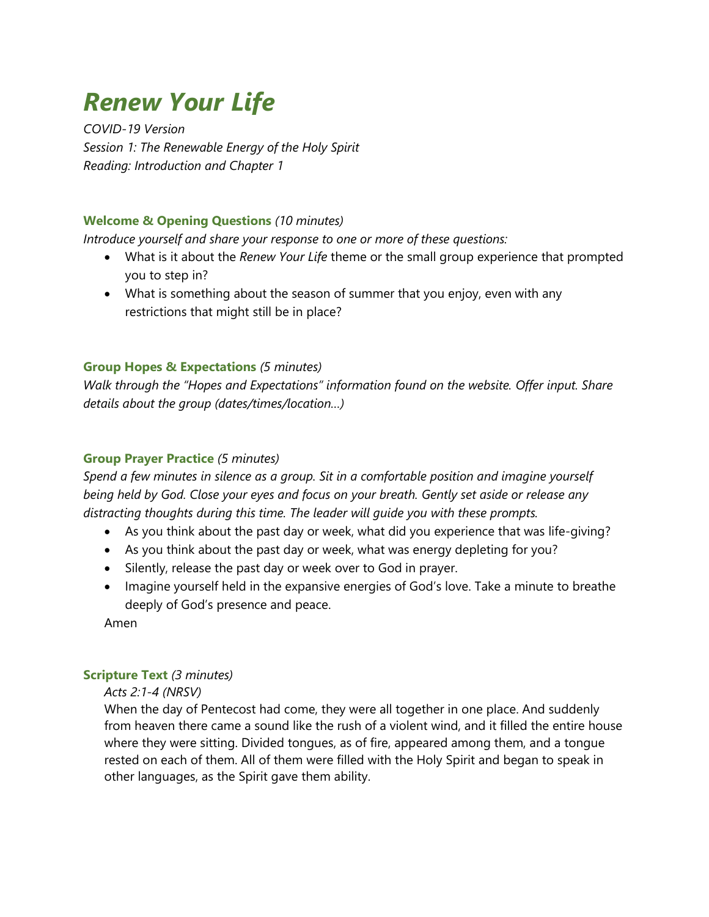# *Renew Your Life*

*COVID-19 Version*
*Session 1: The Renewable Energy of the Holy Spirit*
*Reading: Introduction and Chapter 1*

### **Welcome & Opening Questions** *(10 minutes)*

*Introduce yourself and share your response to one or more of these questions:*

- What is it about the *Renew Your Life* theme or the small group experience that prompted you to step in?
- What is something about the season of summer that you enjoy, even with any restrictions that might still be in place?

### **Group Hopes & Expectations** *(5 minutes)*

*Walk through the "Hopes and Expectations" information found on the website. Offer input. Share details about the group (dates/times/location…)*

### **Group Prayer Practice** *(5 minutes)*

*Spend a few minutes in silence as a group. Sit in a comfortable position and imagine yourself being held by God. Close your eyes and focus on your breath. Gently set aside or release any distracting thoughts during this time. The leader will guide you with these prompts.*

- As you think about the past day or week, what did you experience that was life-giving?
- As you think about the past day or week, what was energy depleting for you?
- Silently, release the past day or week over to God in prayer.
- Imagine yourself held in the expansive energies of God's love. Take a minute to breathe deeply of God's presence and peace.

Amen

### **Scripture Text** *(3 minutes)*

*Acts 2:1-4 (NRSV)*

When the day of Pentecost had come, they were all together in one place. And suddenly from heaven there came a sound like the rush of a violent wind, and it filled the entire house where they were sitting. Divided tongues, as of fire, appeared among them, and a tongue rested on each of them. All of them were filled with the Holy Spirit and began to speak in other languages, as the Spirit gave them ability.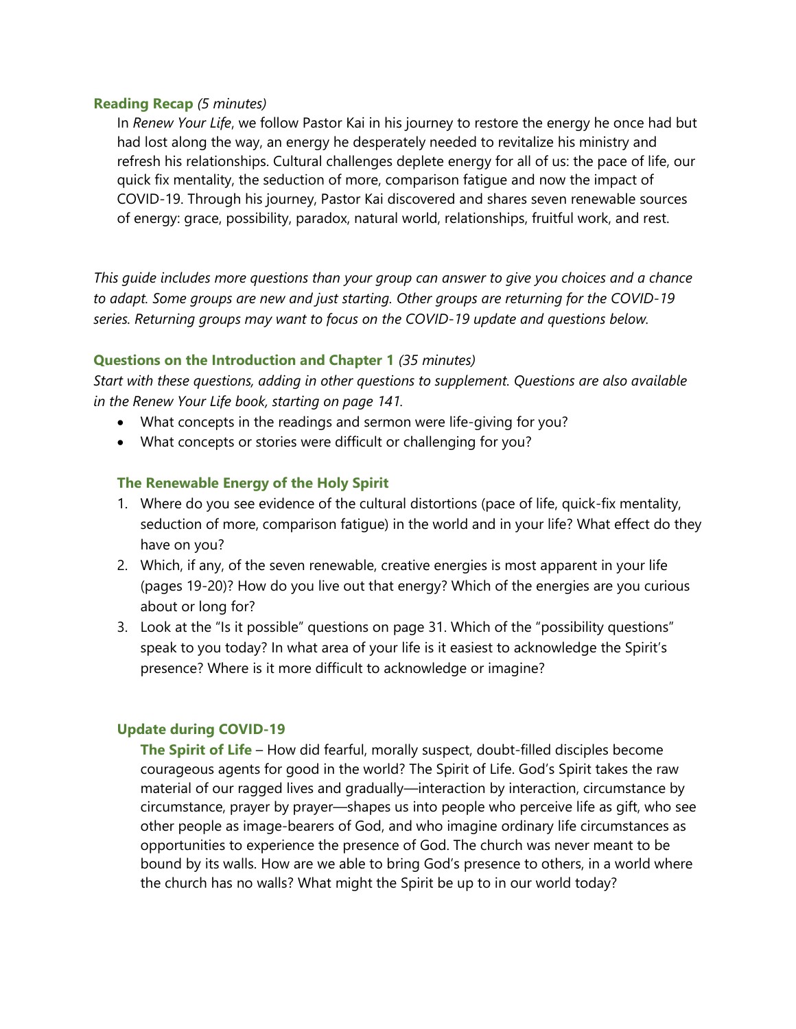### **Reading Recap** *(5 minutes)*

In *Renew Your Life*, we follow Pastor Kai in his journey to restore the energy he once had but had lost along the way, an energy he desperately needed to revitalize his ministry and refresh his relationships. Cultural challenges deplete energy for all of us: the pace of life, our quick fix mentality, the seduction of more, comparison fatigue and now the impact of COVID-19. Through his journey, Pastor Kai discovered and shares seven renewable sources of energy: grace, possibility, paradox, natural world, relationships, fruitful work, and rest.

*This guide includes more questions than your group can answer to give you choices and a chance to adapt. Some groups are new and just starting. Other groups are returning for the COVID-19 series. Returning groups may want to focus on the COVID-19 update and questions below.*

### **Questions on the Introduction and Chapter 1** *(35 minutes)*

*Start with these questions, adding in other questions to supplement. Questions are also available in the Renew Your Life book, starting on page 141.*

- What concepts in the readings and sermon were life-giving for you?
- What concepts or stories were difficult or challenging for you?

#### **The Renewable Energy of the Holy Spirit**

1. Where do you see evidence of the cultural distortions (pace of life, quick-fix mentality, seduction of more, comparison fatigue) in the world and in your life? What effect do they have on you?
2. Which, if any, of the seven renewable, creative energies is most apparent in your life (pages 19-20)? How do you live out that energy? Which of the energies are you curious about or long for?
3. Look at the "Is it possible" questions on page 31. Which of the "possibility questions" speak to you today? In what area of your life is it easiest to acknowledge the Spirit's presence? Where is it more difficult to acknowledge or imagine?

#### **Update during COVID-19**

**The Spirit of Life** – How did fearful, morally suspect, doubt-filled disciples become courageous agents for good in the world? The Spirit of Life. God's Spirit takes the raw material of our ragged lives and gradually—interaction by interaction, circumstance by circumstance, prayer by prayer—shapes us into people who perceive life as gift, who see other people as image-bearers of God, and who imagine ordinary life circumstances as opportunities to experience the presence of God. The church was never meant to be bound by its walls. How are we able to bring God's presence to others, in a world where the church has no walls? What might the Spirit be up to in our world today?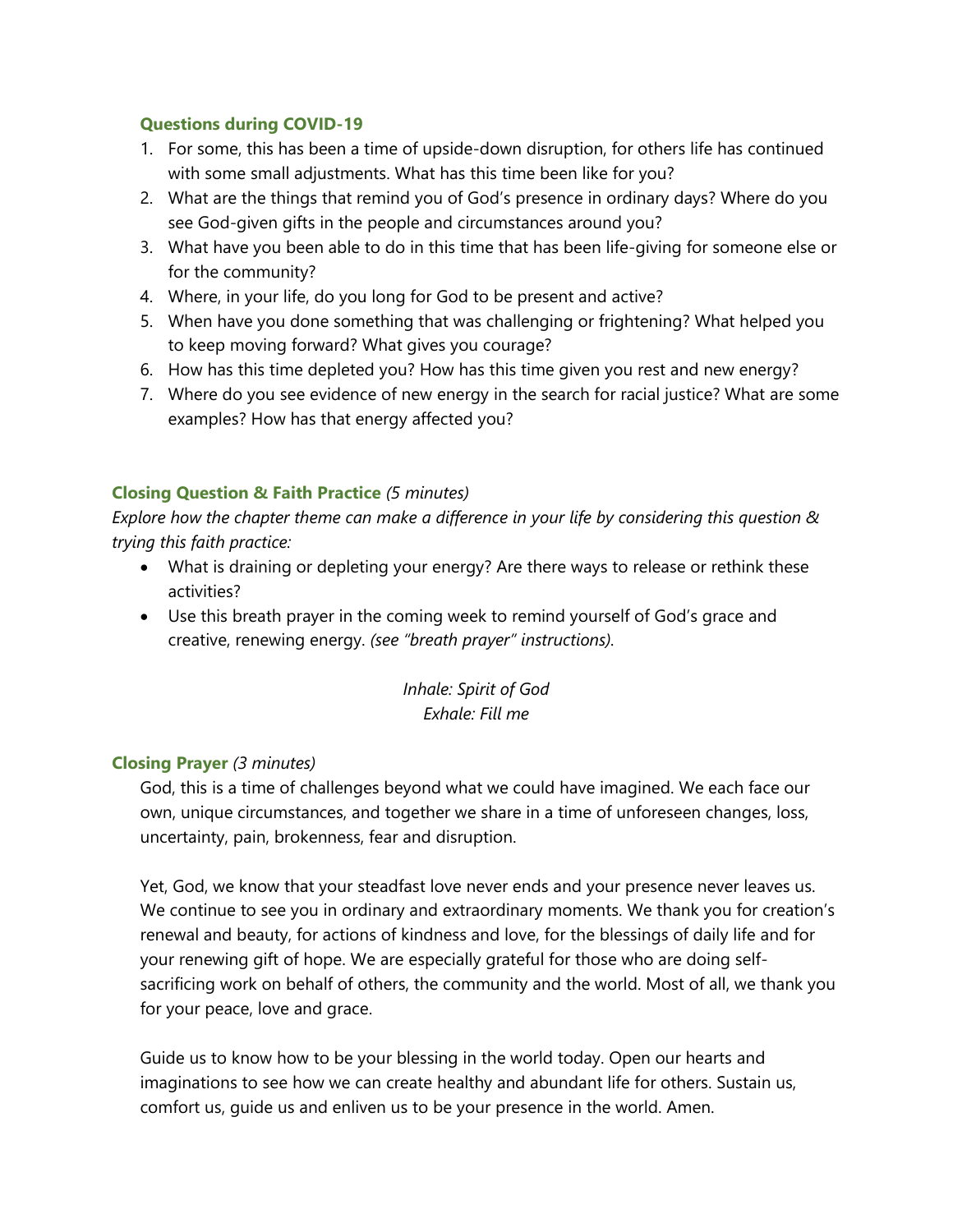### Questions during COVID-19

1. For some, this has been a time of upside-down disruption, for others life has continued with some small adjustments. What has this time been like for you?
2. What are the things that remind you of God's presence in ordinary days? Where do you see God-given gifts in the people and circumstances around you?
3. What have you been able to do in this time that has been life-giving for someone else or for the community?
4. Where, in your life, do you long for God to be present and active?
5. When have you done something that was challenging or frightening? What helped you to keep moving forward? What gives you courage?
6. How has this time depleted you? How has this time given you rest and new energy?
7. Where do you see evidence of new energy in the search for racial justice? What are some examples? How has that energy affected you?

### Closing Question & Faith Practice *(5 minutes)*

*Explore how the chapter theme can make a difference in your life by considering this question & trying this faith practice:*

- What is draining or depleting your energy? Are there ways to release or rethink these activities?
- Use this breath prayer in the coming week to remind yourself of God's grace and creative, renewing energy. *(see "breath prayer" instructions)*.

*Inhale: Spirit of God*
*Exhale: Fill me*

### Closing Prayer *(3 minutes)*

God, this is a time of challenges beyond what we could have imagined. We each face our own, unique circumstances, and together we share in a time of unforeseen changes, loss, uncertainty, pain, brokenness, fear and disruption.

Yet, God, we know that your steadfast love never ends and your presence never leaves us. We continue to see you in ordinary and extraordinary moments. We thank you for creation's renewal and beauty, for actions of kindness and love, for the blessings of daily life and for your renewing gift of hope. We are especially grateful for those who are doing self-sacrificing work on behalf of others, the community and the world. Most of all, we thank you for your peace, love and grace.

Guide us to know how to be your blessing in the world today. Open our hearts and imaginations to see how we can create healthy and abundant life for others. Sustain us, comfort us, guide us and enliven us to be your presence in the world. Amen.